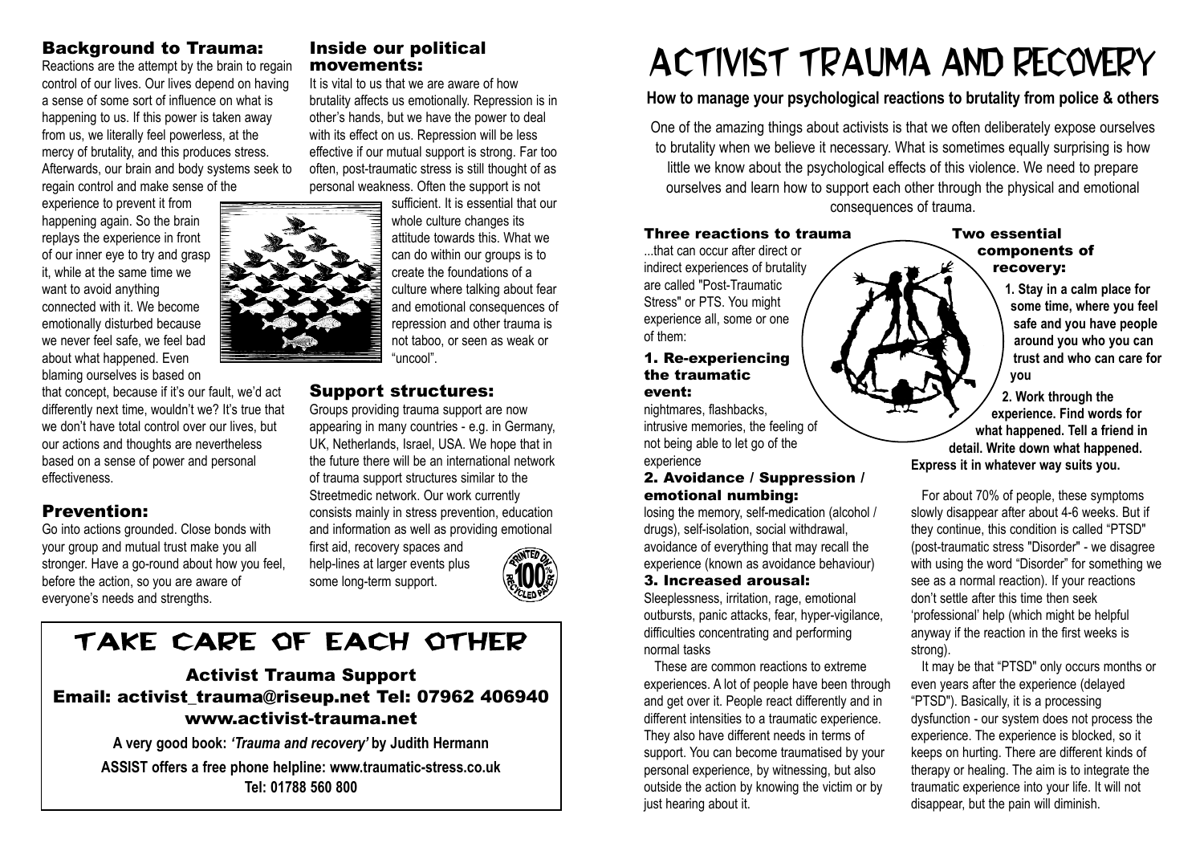## Background to Trauma:

Reactions are the attempt by the brain to regain control of our lives. Our lives depend on having a sense of some sort of influence on what is happening to us. If this power is taken away from us, we literally feel powerless, at the mercy of brutality, and this produces stress. Afterwards, our brain and body systems seek to regain control and make sense of the experience to prevent it from happening again. So the brain replays the experience in front of our inner eye to try and grasp it, while at the same time we want to avoid anything connected with it. We become emotionally disturbed because we never feel safe, we feel bad about what happened. Even blaming ourselves is based on that concept, because if it's our fault, we'd act differently next time, wouldn't we? It's true that we don't have total control over our lives, but our actions and thoughts are nevertheless based on a sense of power and personal effectiveness.

## Prevention:

Go into actions grounded. Close bonds with your group and mutual trust make you all stronger. Have a go-round about how you feel, before the action, so you are aware of everyone's needs and strengths.

## Inside our political movements:

It is vital to us that we are aware of how brutality affects us emotionally. Repression is in other's hands, but we have the power to deal with its effect on us. Repression will be less effective if our mutual support is strong. Far too often, post-traumatic stress is still thought of as personal weakness. Often the support is not sufficient. It is essential that our whole culture changes its attitude towards this. What we can do within our groups is to create the foundations of a culture where talking about fear and emotional consequences of repression and other trauma is not taboo, or seen as weak or "uncool".

## Support structures:

Groups providing trauma support are now appearing in many countries - e.g. in Germany, UK, Netherlands, Israel, USA. We hope that in the future there will be an international network of trauma support structures similar to the Streetmedic network. Our work currently consists mainly in stress prevention, education and information as well as providing emotional first aid, recovery spaces and help-lines at larger events plus some long-term support.

# TAKE CARE OF EACH OTHER

### Activist Trauma Support
### Email: activist_trauma@riseup.net Tel: 07962 406940
### www.activist-trauma.net

**A very good book: *'Trauma and recovery'* by Judith Hermann**

**ASSIST offers a free phone helpline: www.traumatic-stress.co.uk**
**Tel: 01788 560 800**

# ACTIVIST TRAUMA AND RECOVERY

**How to manage your psychological reactions to brutality from police & others**

One of the amazing things about activists is that we often deliberately expose ourselves to brutality when we believe it necessary. What is sometimes equally surprising is how little we know about the psychological effects of this violence. We need to prepare ourselves and learn how to support each other through the physical and emotional consequences of trauma.

## Three reactions to trauma

...that can occur after direct or indirect experiences of brutality are called "Post-Traumatic Stress" or PTS. You might experience all, some or one of them:

### 1. Re-experiencing the traumatic event:

nightmares, flashbacks, intrusive memories, the feeling of not being able to let go of the experience

### 2. Avoidance / Suppression / emotional numbing:

losing the memory, self-medication (alcohol / drugs), self-isolation, social withdrawal, avoidance of everything that may recall the experience (known as avoidance behaviour)

### 3. Increased arousal:

Sleeplessness, irritation, rage, emotional outbursts, panic attacks, fear, hyper-vigilance, difficulties concentrating and performing normal tasks

These are common reactions to extreme experiences. A lot of people have been through and get over it. People react differently and in different intensities to a traumatic experience. They also have different needs in terms of support. You can become traumatised by your personal experience, by witnessing, but also outside the action by knowing the victim or by just hearing about it.

## Two essential components of recovery:

**1. Stay in a calm place for some time, where you feel safe and you have people around you who you can trust and who can care for you**

**2. Work through the experience. Find words for what happened. Tell a friend in detail. Write down what happened. Express it in whatever way suits you.**

For about 70% of people, these symptoms slowly disappear after about 4-6 weeks. But if they continue, this condition is called "PTSD" (post-traumatic stress "Disorder" - we disagree with using the word "Disorder" for something we see as a normal reaction). If your reactions don't settle after this time then seek 'professional' help (which might be helpful anyway if the reaction in the first weeks is strong).

It may be that "PTSD" only occurs months or even years after the experience (delayed "PTSD"). Basically, it is a processing dysfunction - our system does not process the experience. The experience is blocked, so it keeps on hurting. There are different kinds of therapy or healing. The aim is to integrate the traumatic experience into your life. It will not disappear, but the pain will diminish.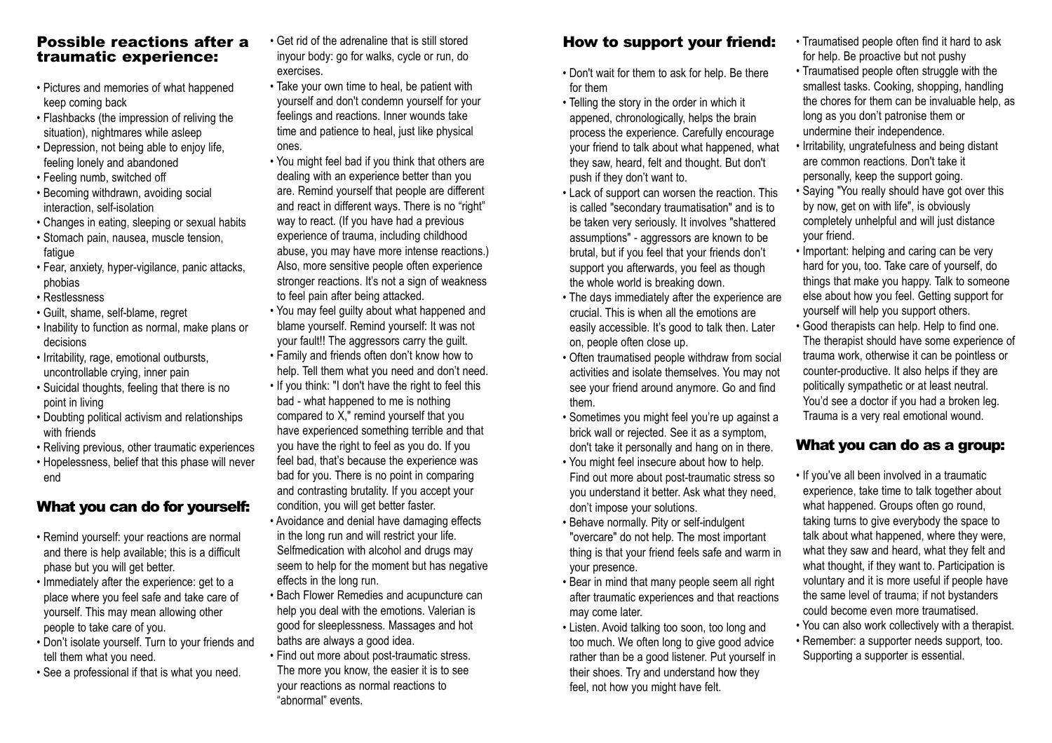## Possible reactions after a traumatic experience:

- Pictures and memories of what happened keep coming back
- Flashbacks (the impression of reliving the situation), nightmares while asleep
- Depression, not being able to enjoy life, feeling lonely and abandoned
- Feeling numb, switched off
- Becoming withdrawn, avoiding social interaction, self-isolation
- Changes in eating, sleeping or sexual habits
- Stomach pain, nausea, muscle tension, fatigue
- Fear, anxiety, hyper-vigilance, panic attacks, phobias
- Restlessness
- Guilt, shame, self-blame, regret
- Inability to function as normal, make plans or decisions
- Irritability, rage, emotional outbursts, uncontrollable crying, inner pain
- Suicidal thoughts, feeling that there is no point in living
- Doubting political activism and relationships with friends
- Reliving previous, other traumatic experiences
- Hopelessness, belief that this phase will never end

## What you can do for yourself:

- Remind yourself: your reactions are normal and there is help available; this is a difficult phase but you will get better.
- Immediately after the experience: get to a place where you feel safe and take care of yourself. This may mean allowing other people to take care of you.
- Don't isolate yourself. Turn to your friends and tell them what you need.
- See a professional if that is what you need.
- Get rid of the adrenaline that is still stored inyour body: go for walks, cycle or run, do exercises.
- Take your own time to heal, be patient with yourself and don't condemn yourself for your feelings and reactions. Inner wounds take time and patience to heal, just like physical ones.
- You might feel bad if you think that others are dealing with an experience better than you are. Remind yourself that people are different and react in different ways. There is no "right" way to react. (If you have had a previous experience of trauma, including childhood abuse, you may have more intense reactions.) Also, more sensitive people often experience stronger reactions. It's not a sign of weakness to feel pain after being attacked.
- You may feel guilty about what happened and blame yourself. Remind yourself: It was not your fault!! The aggressors carry the guilt.
- Family and friends often don't know how to help. Tell them what you need and don't need.
- If you think: "I don't have the right to feel this bad - what happened to me is nothing compared to X," remind yourself that you have experienced something terrible and that you have the right to feel as you do. If you feel bad, that's because the experience was bad for you. There is no point in comparing and contrasting brutality. If you accept your condition, you will get better faster.
- Avoidance and denial have damaging effects in the long run and will restrict your life. Selfmedication with alcohol and drugs may seem to help for the moment but has negative effects in the long run.
- Bach Flower Remedies and acupuncture can help you deal with the emotions. Valerian is good for sleeplessness. Massages and hot baths are always a good idea.
- Find out more about post-traumatic stress. The more you know, the easier it is to see your reactions as normal reactions to "abnormal" events.

## How to support your friend:

- Don't wait for them to ask for help. Be there for them
- Telling the story in the order in which it appened, chronologically, helps the brain process the experience. Carefully encourage your friend to talk about what happened, what they saw, heard, felt and thought. But don't push if they don't want to.
- Lack of support can worsen the reaction. This is called "secondary traumatisation" and is to be taken very seriously. It involves "shattered assumptions" - aggressors are known to be brutal, but if you feel that your friends don't support you afterwards, you feel as though the whole world is breaking down.
- The days immediately after the experience are crucial. This is when all the emotions are easily accessible. It's good to talk then. Later on, people often close up.
- Often traumatised people withdraw from social activities and isolate themselves. You may not see your friend around anymore. Go and find them.
- Sometimes you might feel you're up against a brick wall or rejected. See it as a symptom, don't take it personally and hang on in there.
- You might feel insecure about how to help. Find out more about post-traumatic stress so you understand it better. Ask what they need, don't impose your solutions.
- Behave normally. Pity or self-indulgent "overcare" do not help. The most important thing is that your friend feels safe and warm in your presence.
- Bear in mind that many people seem all right after traumatic experiences and that reactions may come later.
- Listen. Avoid talking too soon, too long and too much. We often long to give good advice rather than be a good listener. Put yourself in their shoes. Try and understand how they feel, not how you might have felt.
- Traumatised people often find it hard to ask for help. Be proactive but not pushy
- Traumatised people often struggle with the smallest tasks. Cooking, shopping, handling the chores for them can be invaluable help, as long as you don't patronise them or undermine their independence.
- Irritability, ungratefulness and being distant are common reactions. Don't take it personally, keep the support going.
- Saying "You really should have got over this by now, get on with life", is obviously completely unhelpful and will just distance your friend.
- Important: helping and caring can be very hard for you, too. Take care of yourself, do things that make you happy. Talk to someone else about how you feel. Getting support for yourself will help you support others.
- Good therapists can help. Help to find one. The therapist should have some experience of trauma work, otherwise it can be pointless or counter-productive. It also helps if they are politically sympathetic or at least neutral. You'd see a doctor if you had a broken leg. Trauma is a very real emotional wound.

## What you can do as a group:

- If you've all been involved in a traumatic experience, take time to talk together about what happened. Groups often go round, taking turns to give everybody the space to talk about what happened, where they were, what they saw and heard, what they felt and what thought, if they want to. Participation is voluntary and it is more useful if people have the same level of trauma; if not bystanders could become even more traumatised.
- You can also work collectively with a therapist.
- Remember: a supporter needs support, too. Supporting a supporter is essential.